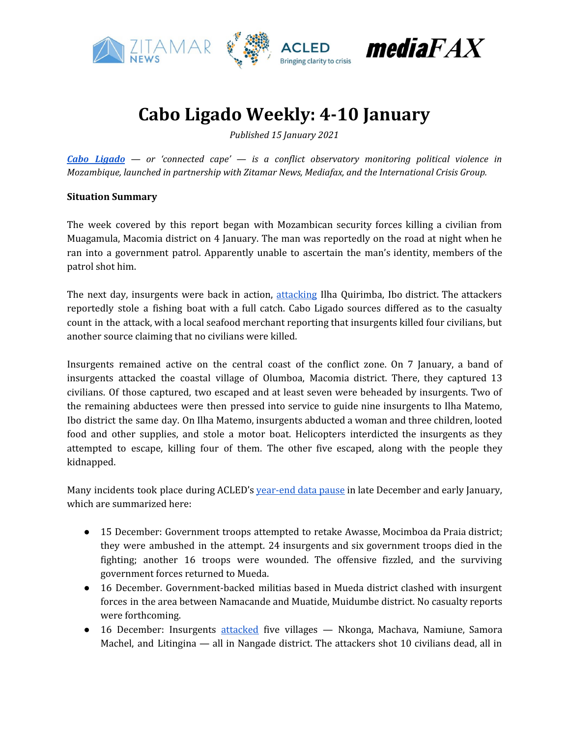# Cabo Ligado Weekly: 4-10 January

*Published 15 January 2021*

***Cabo Ligado*** *— or 'connected cape' — is a conflict observatory monitoring political violence in Mozambique, launched in partnership with Zitamar News, Mediafax, and the International Crisis Group.*

**Situation Summary**

The week covered by this report began with Mozambican security forces killing a civilian from Muagamula, Macomia district on 4 January. The man was reportedly on the road at night when he ran into a government patrol. Apparently unable to ascertain the man's identity, members of the patrol shot him.

The next day, insurgents were back in action, attacking Ilha Quirimba, Ibo district. The attackers reportedly stole a fishing boat with a full catch. Cabo Ligado sources differed as to the casualty count in the attack, with a local seafood merchant reporting that insurgents killed four civilians, but another source claiming that no civilians were killed.

Insurgents remained active on the central coast of the conflict zone. On 7 January, a band of insurgents attacked the coastal village of Olumboa, Macomia district. There, they captured 13 civilians. Of those captured, two escaped and at least seven were beheaded by insurgents. Two of the remaining abductees were then pressed into service to guide nine insurgents to Ilha Matemo, Ibo district the same day. On Ilha Matemo, insurgents abducted a woman and three children, looted food and other supplies, and stole a motor boat. Helicopters interdicted the insurgents as they attempted to escape, killing four of them. The other five escaped, along with the people they kidnapped.

Many incidents took place during ACLED's year-end data pause in late December and early January, which are summarized here:

- 15 December: Government troops attempted to retake Awasse, Mocimboa da Praia district; they were ambushed in the attempt. 24 insurgents and six government troops died in the fighting; another 16 troops were wounded. The offensive fizzled, and the surviving government forces returned to Mueda.
- 16 December. Government-backed militias based in Mueda district clashed with insurgent forces in the area between Namacande and Muatide, Muidumbe district. No casualty reports were forthcoming.
- 16 December: Insurgents attacked five villages — Nkonga, Machava, Namiune, Samora Machel, and Litingina — all in Nangade district. The attackers shot 10 civilians dead, all in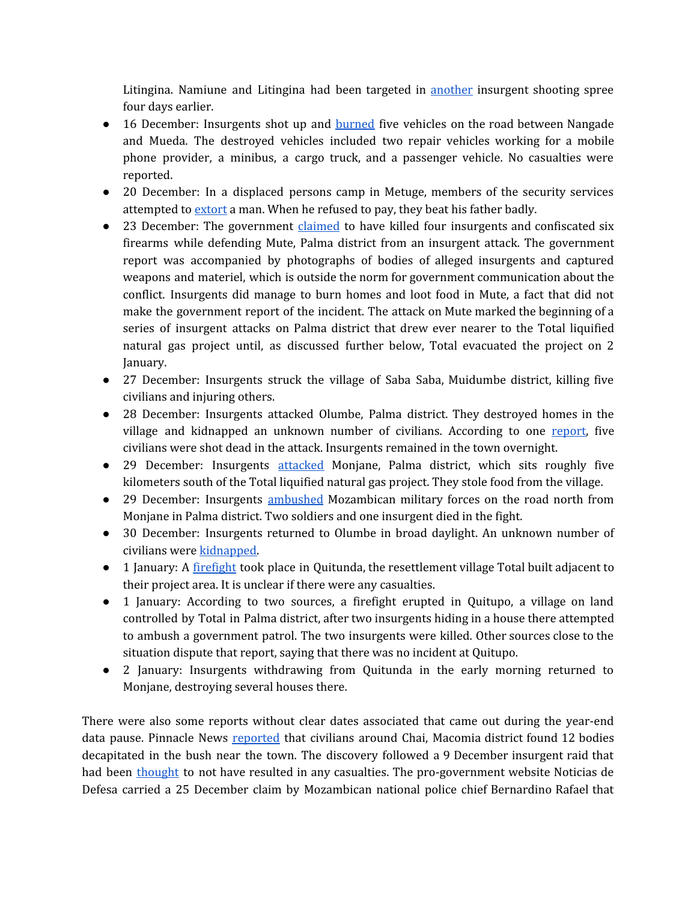Litingina. Namiune and Litingina had been targeted in another insurgent shooting spree four days earlier.

- 16 December: Insurgents shot up and burned five vehicles on the road between Nangade and Mueda. The destroyed vehicles included two repair vehicles working for a mobile phone provider, a minibus, a cargo truck, and a passenger vehicle. No casualties were reported.
- 20 December: In a displaced persons camp in Metuge, members of the security services attempted to extort a man. When he refused to pay, they beat his father badly.
- 23 December: The government claimed to have killed four insurgents and confiscated six firearms while defending Mute, Palma district from an insurgent attack. The government report was accompanied by photographs of bodies of alleged insurgents and captured weapons and materiel, which is outside the norm for government communication about the conflict. Insurgents did manage to burn homes and loot food in Mute, a fact that did not make the government report of the incident. The attack on Mute marked the beginning of a series of insurgent attacks on Palma district that drew ever nearer to the Total liquified natural gas project until, as discussed further below, Total evacuated the project on 2 January.
- 27 December: Insurgents struck the village of Saba Saba, Muidumbe district, killing five civilians and injuring others.
- 28 December: Insurgents attacked Olumbe, Palma district. They destroyed homes in the village and kidnapped an unknown number of civilians. According to one report, five civilians were shot dead in the attack. Insurgents remained in the town overnight.
- 29 December: Insurgents attacked Monjane, Palma district, which sits roughly five kilometers south of the Total liquified natural gas project. They stole food from the village.
- 29 December: Insurgents ambushed Mozambican military forces on the road north from Monjane in Palma district. Two soldiers and one insurgent died in the fight.
- 30 December: Insurgents returned to Olumbe in broad daylight. An unknown number of civilians were kidnapped.
- 1 January: A firefight took place in Quitunda, the resettlement village Total built adjacent to their project area. It is unclear if there were any casualties.
- 1 January: According to two sources, a firefight erupted in Quitupo, a village on land controlled by Total in Palma district, after two insurgents hiding in a house there attempted to ambush a government patrol. The two insurgents were killed. Other sources close to the situation dispute that report, saying that there was no incident at Quitupo.
- 2 January: Insurgents withdrawing from Quitunda in the early morning returned to Monjane, destroying several houses there.

There were also some reports without clear dates associated that came out during the year-end data pause. Pinnacle News reported that civilians around Chai, Macomia district found 12 bodies decapitated in the bush near the town. The discovery followed a 9 December insurgent raid that had been thought to not have resulted in any casualties. The pro-government website Noticias de Defesa carried a 25 December claim by Mozambican national police chief Bernardino Rafael that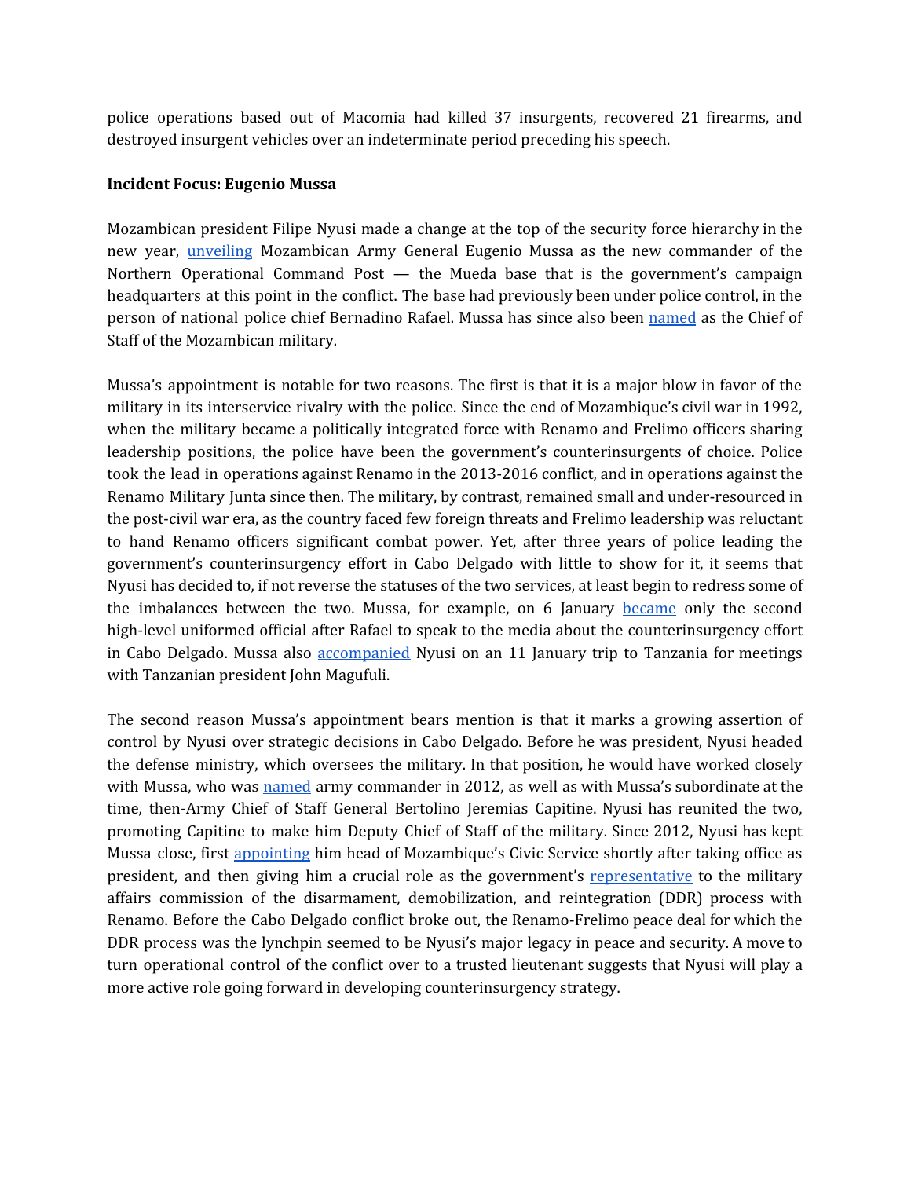police operations based out of Macomia had killed 37 insurgents, recovered 21 firearms, and destroyed insurgent vehicles over an indeterminate period preceding his speech.

**Incident Focus: Eugenio Mussa**

Mozambican president Filipe Nyusi made a change at the top of the security force hierarchy in the new year, unveiling Mozambican Army General Eugenio Mussa as the new commander of the Northern Operational Command Post — the Mueda base that is the government's campaign headquarters at this point in the conflict. The base had previously been under police control, in the person of national police chief Bernadino Rafael. Mussa has since also been named as the Chief of Staff of the Mozambican military.

Mussa's appointment is notable for two reasons. The first is that it is a major blow in favor of the military in its interservice rivalry with the police. Since the end of Mozambique's civil war in 1992, when the military became a politically integrated force with Renamo and Frelimo officers sharing leadership positions, the police have been the government's counterinsurgents of choice. Police took the lead in operations against Renamo in the 2013-2016 conflict, and in operations against the Renamo Military Junta since then. The military, by contrast, remained small and under-resourced in the post-civil war era, as the country faced few foreign threats and Frelimo leadership was reluctant to hand Renamo officers significant combat power. Yet, after three years of police leading the government's counterinsurgency effort in Cabo Delgado with little to show for it, it seems that Nyusi has decided to, if not reverse the statuses of the two services, at least begin to redress some of the imbalances between the two. Mussa, for example, on 6 January became only the second high-level uniformed official after Rafael to speak to the media about the counterinsurgency effort in Cabo Delgado. Mussa also accompanied Nyusi on an 11 January trip to Tanzania for meetings with Tanzanian president John Magufuli.

The second reason Mussa's appointment bears mention is that it marks a growing assertion of control by Nyusi over strategic decisions in Cabo Delgado. Before he was president, Nyusi headed the defense ministry, which oversees the military. In that position, he would have worked closely with Mussa, who was named army commander in 2012, as well as with Mussa's subordinate at the time, then-Army Chief of Staff General Bertolino Jeremias Capitine. Nyusi has reunited the two, promoting Capitine to make him Deputy Chief of Staff of the military. Since 2012, Nyusi has kept Mussa close, first appointing him head of Mozambique's Civic Service shortly after taking office as president, and then giving him a crucial role as the government's representative to the military affairs commission of the disarmament, demobilization, and reintegration (DDR) process with Renamo. Before the Cabo Delgado conflict broke out, the Renamo-Frelimo peace deal for which the DDR process was the lynchpin seemed to be Nyusi's major legacy in peace and security. A move to turn operational control of the conflict over to a trusted lieutenant suggests that Nyusi will play a more active role going forward in developing counterinsurgency strategy.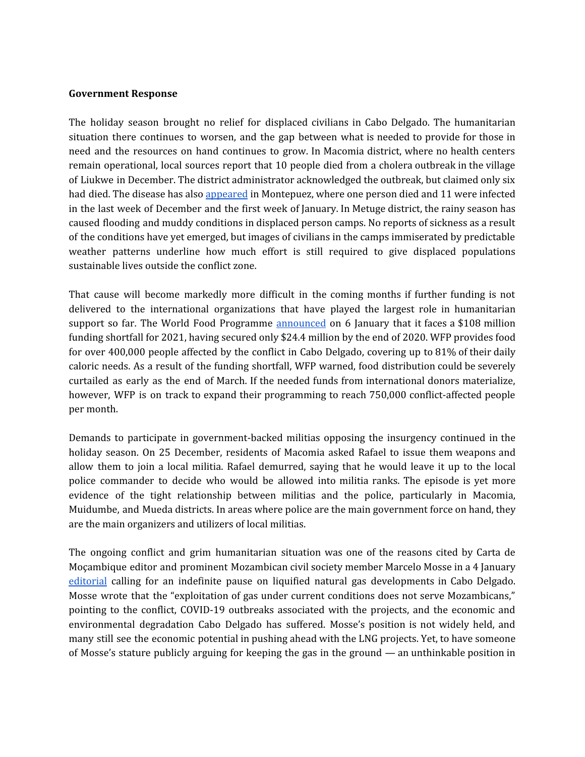**Government Response**

The holiday season brought no relief for displaced civilians in Cabo Delgado. The humanitarian situation there continues to worsen, and the gap between what is needed to provide for those in need and the resources on hand continues to grow. In Macomia district, where no health centers remain operational, local sources report that 10 people died from a cholera outbreak in the village of Liukwe in December. The district administrator acknowledged the outbreak, but claimed only six had died. The disease has also appeared in Montepuez, where one person died and 11 were infected in the last week of December and the first week of January. In Metuge district, the rainy season has caused flooding and muddy conditions in displaced person camps. No reports of sickness as a result of the conditions have yet emerged, but images of civilians in the camps immiserated by predictable weather patterns underline how much effort is still required to give displaced populations sustainable lives outside the conflict zone.

That cause will become markedly more difficult in the coming months if further funding is not delivered to the international organizations that have played the largest role in humanitarian support so far. The World Food Programme announced on 6 January that it faces a $108 million funding shortfall for 2021, having secured only $24.4 million by the end of 2020. WFP provides food for over 400,000 people affected by the conflict in Cabo Delgado, covering up to 81% of their daily caloric needs. As a result of the funding shortfall, WFP warned, food distribution could be severely curtailed as early as the end of March. If the needed funds from international donors materialize, however, WFP is on track to expand their programming to reach 750,000 conflict-affected people per month.

Demands to participate in government-backed militias opposing the insurgency continued in the holiday season. On 25 December, residents of Macomia asked Rafael to issue them weapons and allow them to join a local militia. Rafael demurred, saying that he would leave it up to the local police commander to decide who would be allowed into militia ranks. The episode is yet more evidence of the tight relationship between militias and the police, particularly in Macomia, Muidumbe, and Mueda districts. In areas where police are the main government force on hand, they are the main organizers and utilizers of local militias.

The ongoing conflict and grim humanitarian situation was one of the reasons cited by Carta de Moçambique editor and prominent Mozambican civil society member Marcelo Mosse in a 4 January editorial calling for an indefinite pause on liquified natural gas developments in Cabo Delgado. Mosse wrote that the "exploitation of gas under current conditions does not serve Mozambicans," pointing to the conflict, COVID-19 outbreaks associated with the projects, and the economic and environmental degradation Cabo Delgado has suffered. Mosse's position is not widely held, and many still see the economic potential in pushing ahead with the LNG projects. Yet, to have someone of Mosse's stature publicly arguing for keeping the gas in the ground — an unthinkable position in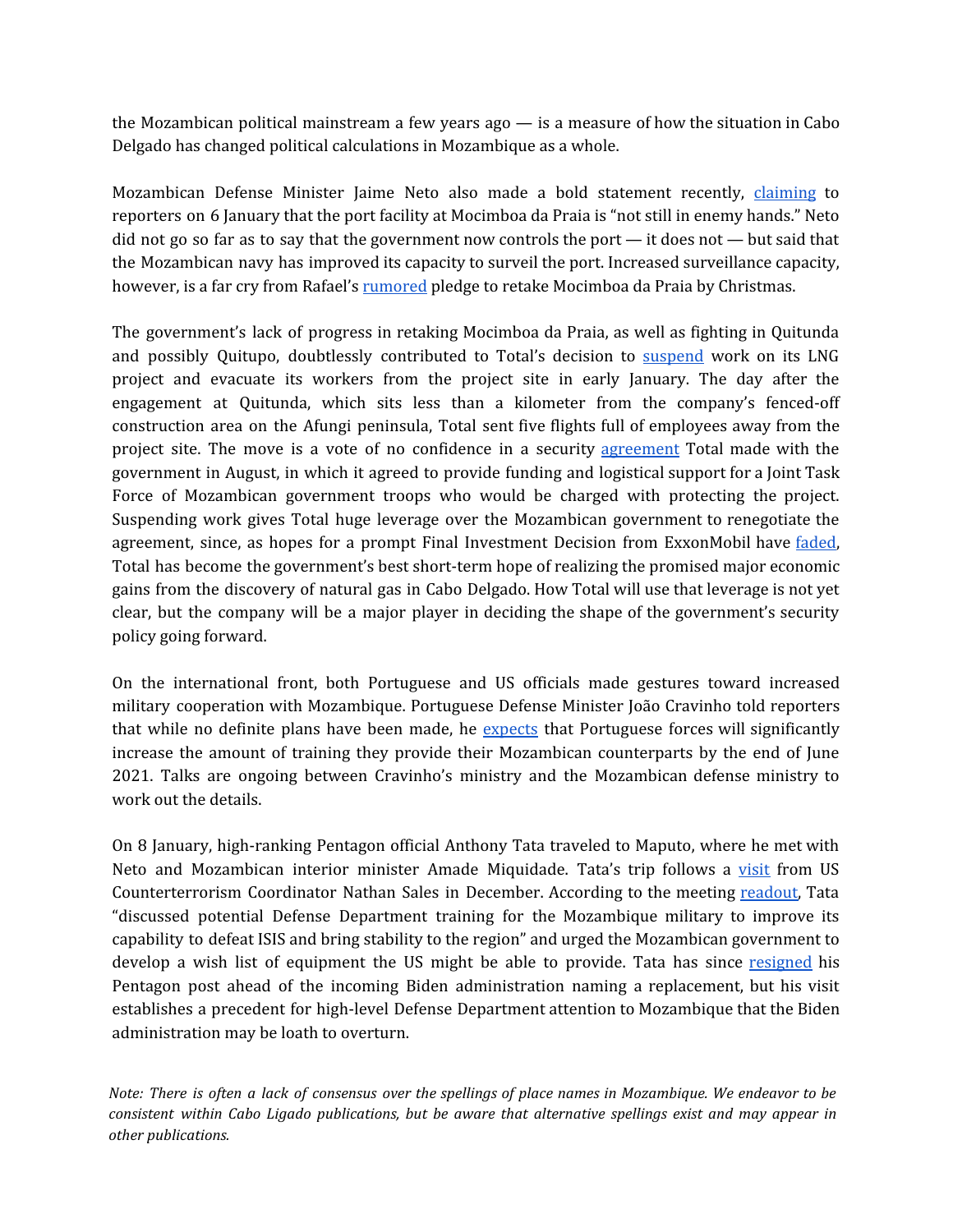the Mozambican political mainstream a few years ago — is a measure of how the situation in Cabo Delgado has changed political calculations in Mozambique as a whole.

Mozambican Defense Minister Jaime Neto also made a bold statement recently, claiming to reporters on 6 January that the port facility at Mocimboa da Praia is "not still in enemy hands." Neto did not go so far as to say that the government now controls the port — it does not — but said that the Mozambican navy has improved its capacity to surveil the port. Increased surveillance capacity, however, is a far cry from Rafael's rumored pledge to retake Mocimboa da Praia by Christmas.

The government's lack of progress in retaking Mocimboa da Praia, as well as fighting in Quitunda and possibly Quitupo, doubtlessly contributed to Total's decision to suspend work on its LNG project and evacuate its workers from the project site in early January. The day after the engagement at Quitunda, which sits less than a kilometer from the company's fenced-off construction area on the Afungi peninsula, Total sent five flights full of employees away from the project site. The move is a vote of no confidence in a security agreement Total made with the government in August, in which it agreed to provide funding and logistical support for a Joint Task Force of Mozambican government troops who would be charged with protecting the project. Suspending work gives Total huge leverage over the Mozambican government to renegotiate the agreement, since, as hopes for a prompt Final Investment Decision from ExxonMobil have faded, Total has become the government's best short-term hope of realizing the promised major economic gains from the discovery of natural gas in Cabo Delgado. How Total will use that leverage is not yet clear, but the company will be a major player in deciding the shape of the government's security policy going forward.

On the international front, both Portuguese and US officials made gestures toward increased military cooperation with Mozambique. Portuguese Defense Minister João Cravinho told reporters that while no definite plans have been made, he expects that Portuguese forces will significantly increase the amount of training they provide their Mozambican counterparts by the end of June 2021. Talks are ongoing between Cravinho's ministry and the Mozambican defense ministry to work out the details.

On 8 January, high-ranking Pentagon official Anthony Tata traveled to Maputo, where he met with Neto and Mozambican interior minister Amade Miquidade. Tata's trip follows a visit from US Counterterrorism Coordinator Nathan Sales in December. According to the meeting readout, Tata "discussed potential Defense Department training for the Mozambique military to improve its capability to defeat ISIS and bring stability to the region" and urged the Mozambican government to develop a wish list of equipment the US might be able to provide. Tata has since resigned his Pentagon post ahead of the incoming Biden administration naming a replacement, but his visit establishes a precedent for high-level Defense Department attention to Mozambique that the Biden administration may be loath to overturn.

*Note: There is often a lack of consensus over the spellings of place names in Mozambique. We endeavor to be consistent within Cabo Ligado publications, but be aware that alternative spellings exist and may appear in other publications.*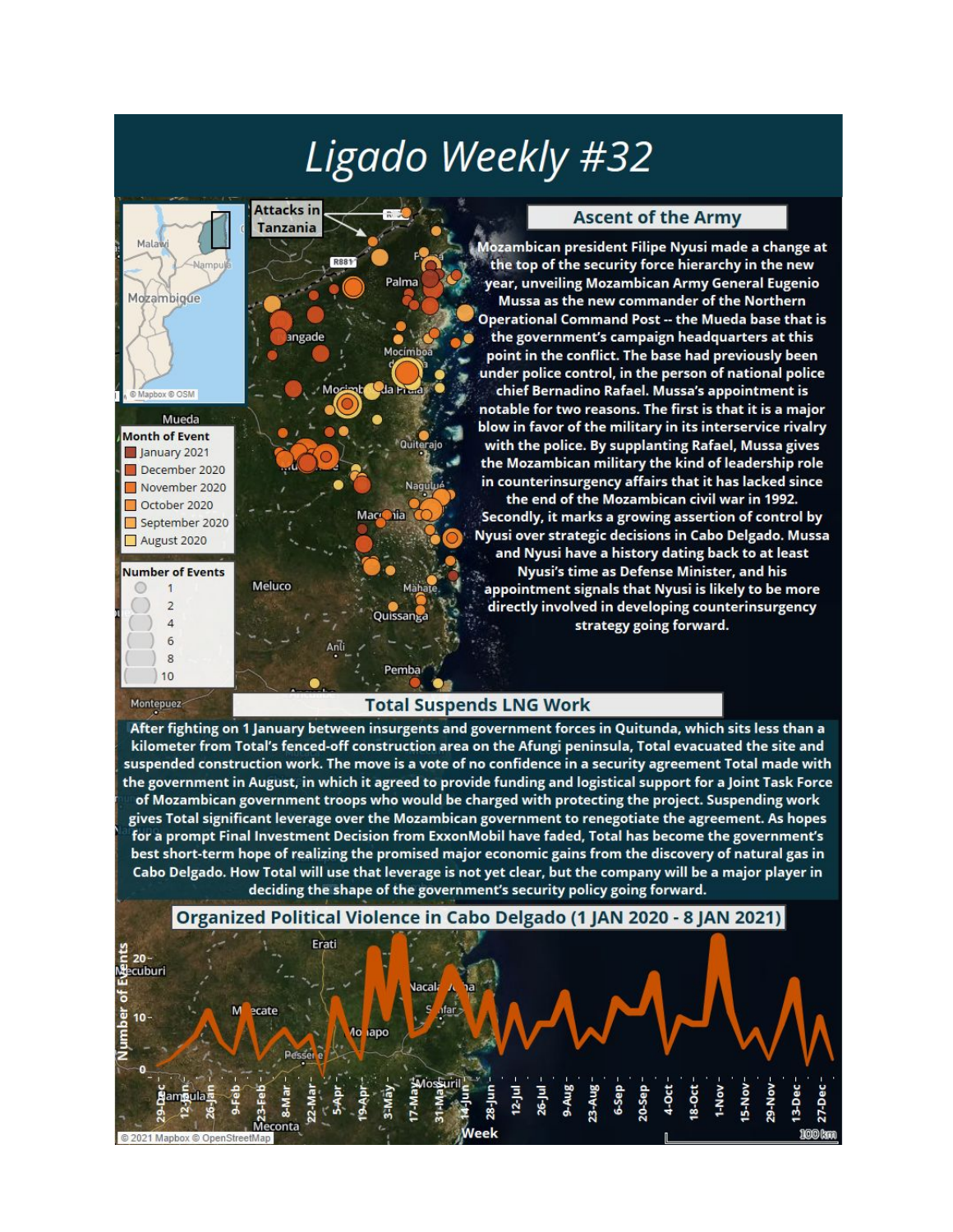# Ligado Weekly #32

Attacks in Tanzania

Month of Event
January 2021
December 2020
November 2020
October 2020
September 2020
August 2020

Number of Events
1
2
4
6
8
10

## Ascent of the Army

Mozambican president Filipe Nyusi made a change at the top of the security force hierarchy in the new year, unveiling Mozambican Army General Eugenio Mussa as the new commander of the Northern Operational Command Post -- the Mueda base that is the government's campaign headquarters at this point in the conflict. The base had previously been under police control, in the person of national police chief Bernadino Rafael. Mussa's appointment is notable for two reasons. The first is that it is a major blow in favor of the military in its interservice rivalry with the police. By supplanting Rafael, Mussa gives the Mozambican military the kind of leadership role in counterinsurgency affairs that it has lacked since the end of the Mozambican civil war in 1992. Secondly, it marks a growing assertion of control by Nyusi over strategic decisions in Cabo Delgado. Mussa and Nyusi have a history dating back to at least Nyusi's time as Defense Minister, and his appointment signals that Nyusi is likely to be more directly involved in developing counterinsurgency strategy going forward.

## Total Suspends LNG Work

After fighting on 1 January between insurgents and government forces in Quitunda, which sits less than a kilometer from Total's fenced-off construction area on the Afungi peninsula, Total evacuated the site and suspended construction work. The move is a vote of no confidence in a security agreement Total made with the government in August, in which it agreed to provide funding and logistical support for a Joint Task Force of Mozambican government troops who would be charged with protecting the project. Suspending work gives Total significant leverage over the Mozambican government to renegotiate the agreement. As hopes for a prompt Final Investment Decision from ExxonMobil have faded, Total has become the government's best short-term hope of realizing the promised major economic gains from the discovery of natural gas in Cabo Delgado. How Total will use that leverage is not yet clear, but the company will be a major player in deciding the shape of the government's security policy going forward.

## Organized Political Violence in Cabo Delgado (1 JAN 2020 - 8 JAN 2021)

Number of Events
20
10
0

29-Dec, 12-Jan, 26-Jan, 9-Feb, 23-Feb, 8-Mar, 22-Mar, 5-Apr, 19-Apr, 3-May, 17-May, 31-May, 14-Jun, 28-Jun, 12-Jul, 26-Jul, 9-Aug, 23-Aug, 6-Sep, 20-Sep, 4-Oct, 18-Oct, 1-Nov, 15-Nov, 29-Nov, 13-Dec, 27-Dec

Week

© 2021 Mapbox © OpenStreetMap